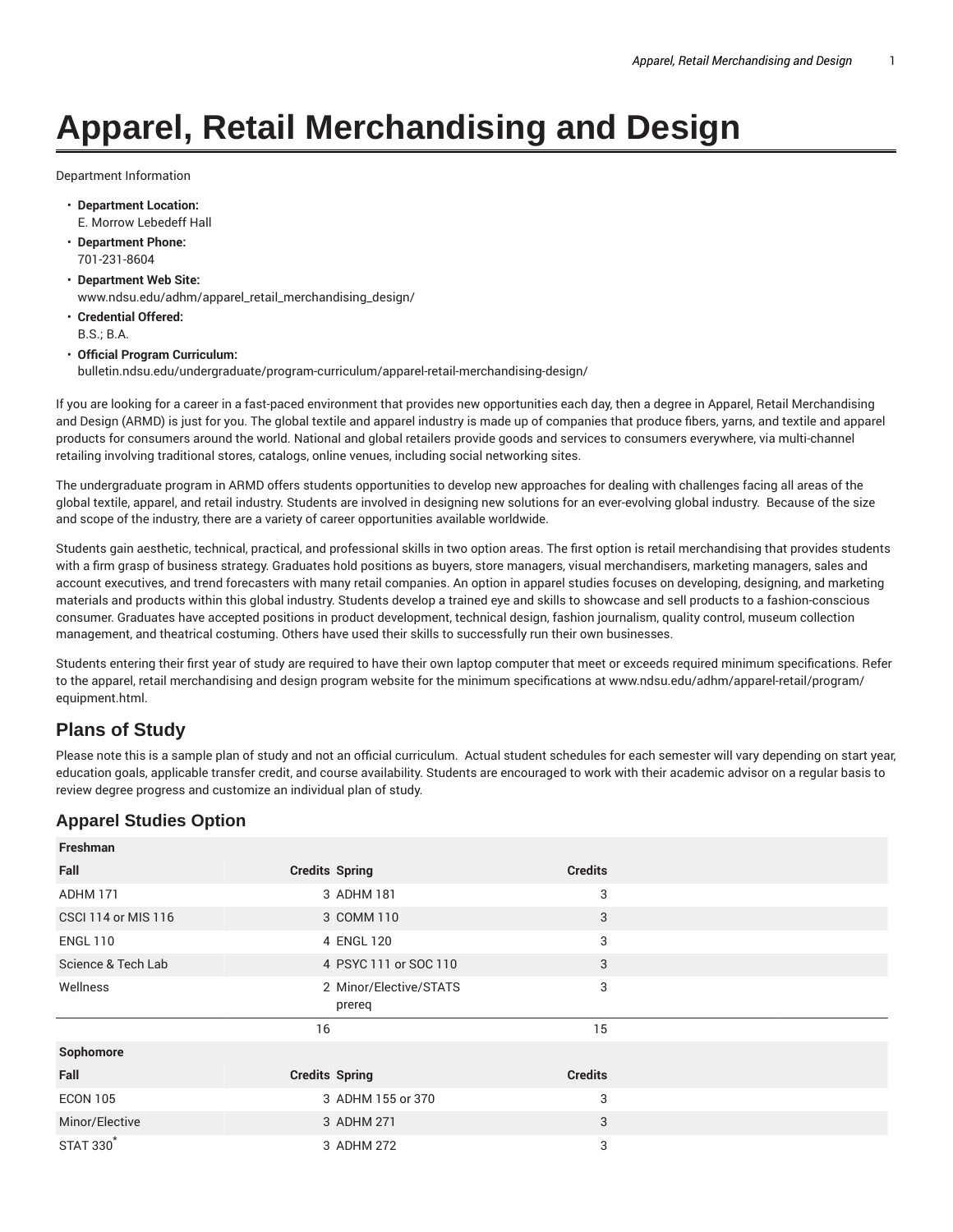# Apparel, Retail Merchandising and Design

Department Information

- **Department Location:**
  E. Morrow Lebedeff Hall
- **Department Phone:**
  701-231-8604
- **Department Web Site:**
  www.ndsu.edu/adhm/apparel_retail_merchandising_design/
- **Credential Offered:**
  B.S.; B.A.
- **Official Program Curriculum:**
  bulletin.ndsu.edu/undergraduate/program-curriculum/apparel-retail-merchandising-design/

If you are looking for a career in a fast-paced environment that provides new opportunities each day, then a degree in Apparel, Retail Merchandising and Design (ARMD) is just for you. The global textile and apparel industry is made up of companies that produce fibers, yarns, and textile and apparel products for consumers around the world. National and global retailers provide goods and services to consumers everywhere, via multi-channel retailing involving traditional stores, catalogs, online venues, including social networking sites.

The undergraduate program in ARMD offers students opportunities to develop new approaches for dealing with challenges facing all areas of the global textile, apparel, and retail industry. Students are involved in designing new solutions for an ever-evolving global industry. Because of the size and scope of the industry, there are a variety of career opportunities available worldwide.

Students gain aesthetic, technical, practical, and professional skills in two option areas. The first option is retail merchandising that provides students with a firm grasp of business strategy. Graduates hold positions as buyers, store managers, visual merchandisers, marketing managers, sales and account executives, and trend forecasters with many retail companies. An option in apparel studies focuses on developing, designing, and marketing materials and products within this global industry. Students develop a trained eye and skills to showcase and sell products to a fashion-conscious consumer. Graduates have accepted positions in product development, technical design, fashion journalism, quality control, museum collection management, and theatrical costuming. Others have used their skills to successfully run their own businesses.

Students entering their first year of study are required to have their own laptop computer that meet or exceeds required minimum specifications. Refer to the apparel, retail merchandising and design program website for the minimum specifications at www.ndsu.edu/adhm/apparel-retail/program/equipment.html.

## Plans of Study

Please note this is a sample plan of study and not an official curriculum. Actual student schedules for each semester will vary depending on start year, education goals, applicable transfer credit, and course availability. Students are encouraged to work with their academic advisor on a regular basis to review degree progress and customize an individual plan of study.

### Apparel Studies Option

| Freshman | | | |
|---|---|---|---|
| **Fall** | **Credits** | **Spring** | **Credits** |
| ADHM 171 | 3 | ADHM 181 | 3 |
| CSCI 114 or MIS 116 | 3 | COMM 110 | 3 |
| ENGL 110 | 4 | ENGL 120 | 3 |
| Science & Tech Lab | 4 | PSYC 111 or SOC 110 | 3 |
| Wellness | 2 | Minor/Elective/STATS prereq | 3 |
| | 16 | | 15 |
| **Sophomore** | | | |
| **Fall** | **Credits** | **Spring** | **Credits** |
| ECON 105 | 3 | ADHM 155 or 370 | 3 |
| Minor/Elective | 3 | ADHM 271 | 3 |
| STAT 330* | 3 | ADHM 272 | 3 |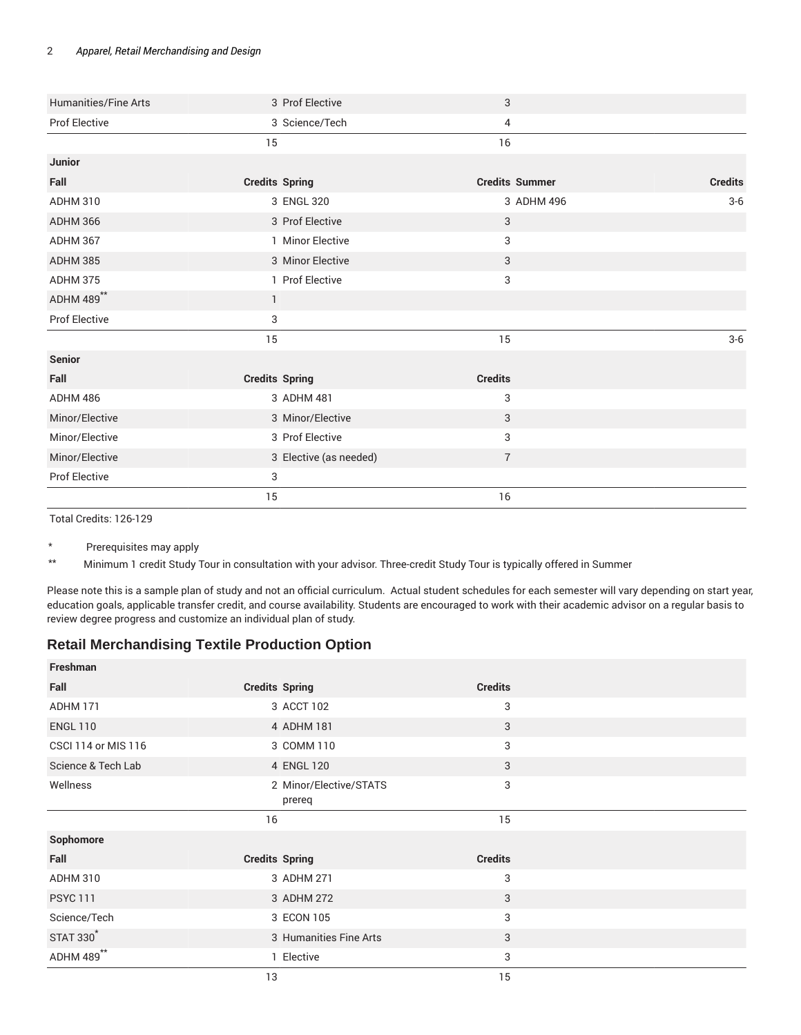| | | | | | |
|---|---|---|---|---|---|
| Humanities/Fine Arts | 3 | Prof Elective | 3 | | |
| Prof Elective | 3 | Science/Tech | 4 | | |
| | 15 | | 16 | | |
| **Junior** | | | | | |
| **Fall** | **Credits** | **Spring** | **Credits** | **Summer** | **Credits** |
| ADHM 310 | 3 | ENGL 320 | 3 | ADHM 496 | 3-6 |
| ADHM 366 | 3 | Prof Elective | 3 | | |
| ADHM 367 | 1 | Minor Elective | 3 | | |
| ADHM 385 | 3 | Minor Elective | 3 | | |
| ADHM 375 | 1 | Prof Elective | 3 | | |
| ADHM 489** | 1 | | | | |
| Prof Elective | 3 | | | | |
| | 15 | | 15 | | 3-6 |
| **Senior** | | | | | |
| **Fall** | **Credits** | **Spring** | **Credits** | | |
| ADHM 486 | 3 | ADHM 481 | 3 | | |
| Minor/Elective | 3 | Minor/Elective | 3 | | |
| Minor/Elective | 3 | Prof Elective | 3 | | |
| Minor/Elective | 3 | Elective (as needed) | 7 | | |
| Prof Elective | 3 | | | | |
| | 15 | | 16 | | |

Total Credits: 126-129

\* Prerequisites may apply

** Minimum 1 credit Study Tour in consultation with your advisor. Three-credit Study Tour is typically offered in Summer

Please note this is a sample plan of study and not an official curriculum. Actual student schedules for each semester will vary depending on start year, education goals, applicable transfer credit, and course availability. Students are encouraged to work with their academic advisor on a regular basis to review degree progress and customize an individual plan of study.

## Retail Merchandising Textile Production Option

| | | | |
|---|---|---|---|
| **Freshman** | | | |
| **Fall** | **Credits** | **Spring** | **Credits** |
| ADHM 171 | 3 | ACCT 102 | 3 |
| ENGL 110 | 4 | ADHM 181 | 3 |
| CSCI 114 or MIS 116 | 3 | COMM 110 | 3 |
| Science & Tech Lab | 4 | ENGL 120 | 3 |
| Wellness | 2 | Minor/Elective/STATS prereq | 3 |
| | 16 | | 15 |
| **Sophomore** | | | |
| **Fall** | **Credits** | **Spring** | **Credits** |
| ADHM 310 | 3 | ADHM 271 | 3 |
| PSYC 111 | 3 | ADHM 272 | 3 |
| Science/Tech | 3 | ECON 105 | 3 |
| STAT 330* | 3 | Humanities Fine Arts | 3 |
| ADHM 489** | 1 | Elective | 3 |
| | 13 | | 15 |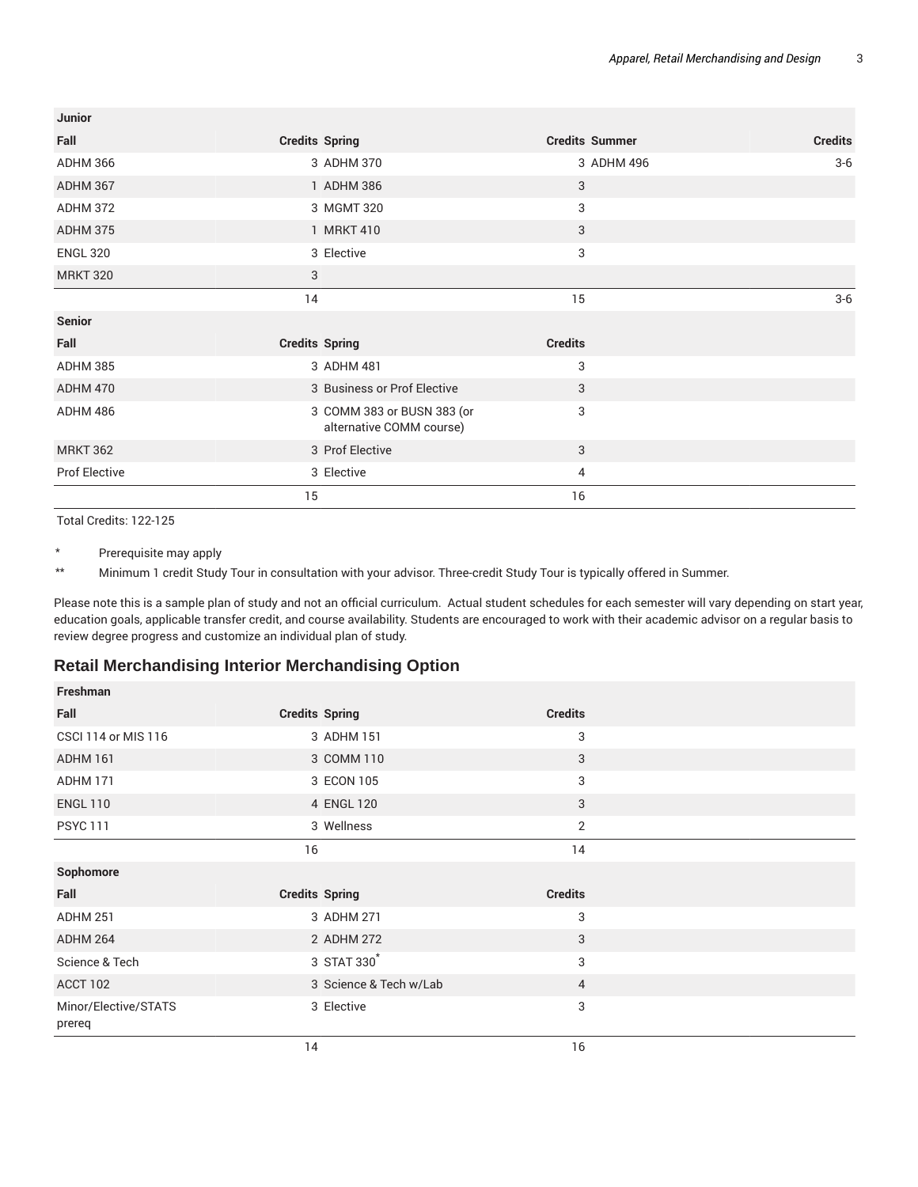| Junior | | | | | |
|---|---|---|---|---|---|
| Fall | Credits | Spring | Credits | Summer | Credits |
| ADHM 366 | 3 | ADHM 370 | 3 | ADHM 496 | 3-6 |
| ADHM 367 | 1 | ADHM 386 | 3 | | |
| ADHM 372 | 3 | MGMT 320 | 3 | | |
| ADHM 375 | 1 | MRKT 410 | 3 | | |
| ENGL 320 | 3 | Elective | 3 | | |
| MRKT 320 | 3 | | | | |
| | 14 | | 15 | | 3-6 |

| Senior | | | |
|---|---|---|---|
| Fall | Credits | Spring | Credits |
| ADHM 385 | 3 | ADHM 481 | 3 |
| ADHM 470 | 3 | Business or Prof Elective | 3 |
| ADHM 486 | 3 | COMM 383 or BUSN 383 (or alternative COMM course) | 3 |
| MRKT 362 | 3 | Prof Elective | 3 |
| Prof Elective | 3 | Elective | 4 |
| | 15 | | 16 |

Total Credits: 122-125

\* Prerequisite may apply

\*\* Minimum 1 credit Study Tour in consultation with your advisor. Three-credit Study Tour is typically offered in Summer.

Please note this is a sample plan of study and not an official curriculum. Actual student schedules for each semester will vary depending on start year, education goals, applicable transfer credit, and course availability. Students are encouraged to work with their academic advisor on a regular basis to review degree progress and customize an individual plan of study.

## Retail Merchandising Interior Merchandising Option

| Freshman | | | |
|---|---|---|---|
| Fall | Credits | Spring | Credits |
| CSCI 114 or MIS 116 | 3 | ADHM 151 | 3 |
| ADHM 161 | 3 | COMM 110 | 3 |
| ADHM 171 | 3 | ECON 105 | 3 |
| ENGL 110 | 4 | ENGL 120 | 3 |
| PSYC 111 | 3 | Wellness | 2 |
| | 16 | | 14 |

| Sophomore | | | |
|---|---|---|---|
| Fall | Credits | Spring | Credits |
| ADHM 251 | 3 | ADHM 271 | 3 |
| ADHM 264 | 2 | ADHM 272 | 3 |
| Science & Tech | 3 | STAT 330* | 3 |
| ACCT 102 | 3 | Science & Tech w/Lab | 4 |
| Minor/Elective/STATS prereq | 3 | Elective | 3 |
| | 14 | | 16 |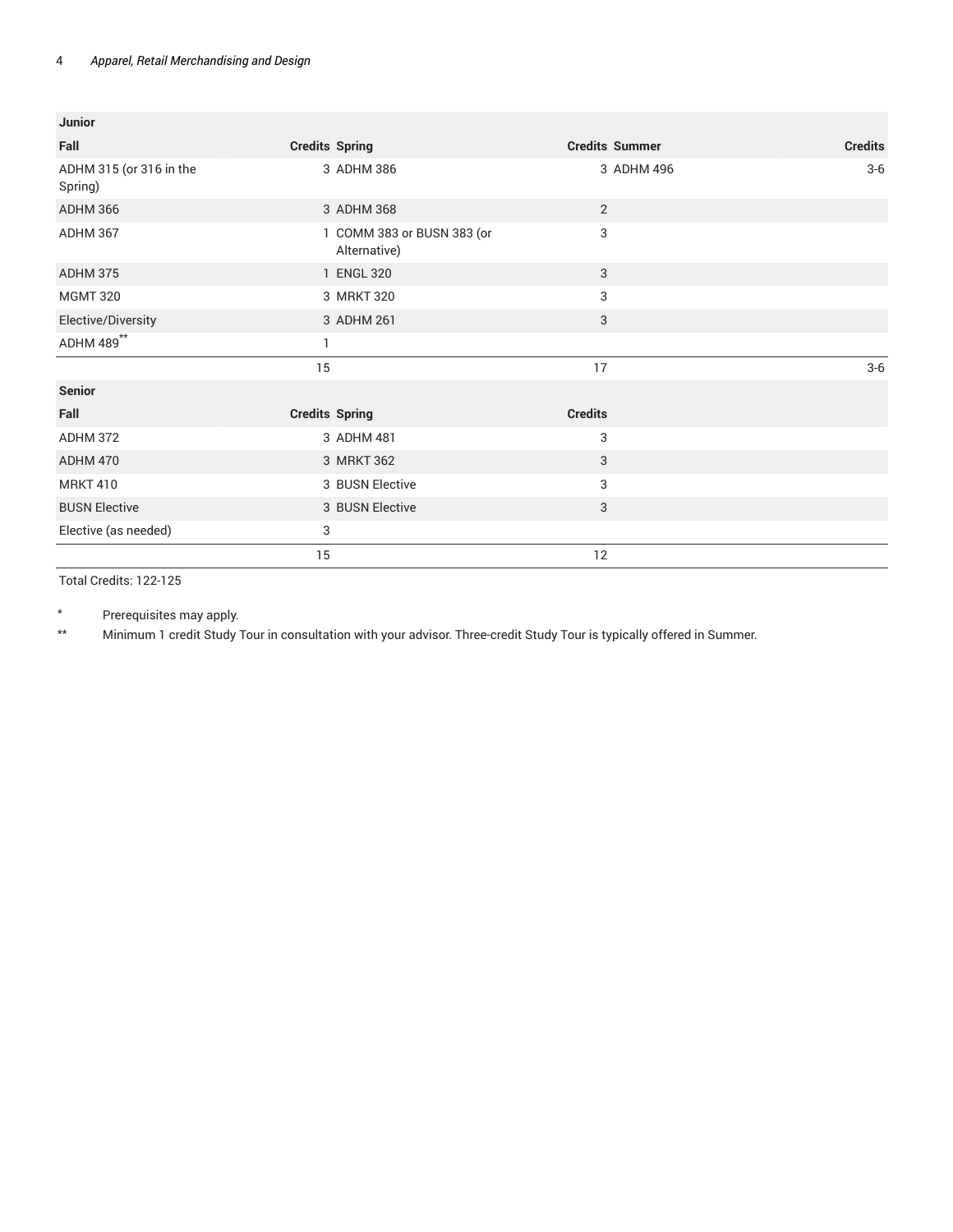| Junior | | | | | |
|---|---|---|---|---|---|
| Fall | Credits | Spring | Credits | Summer | Credits |
| ADHM 315 (or 316 in the Spring) | 3 | ADHM 386 | 3 | ADHM 496 | 3-6 |
| ADHM 366 | 3 | ADHM 368 | 2 | | |
| ADHM 367 | 1 | COMM 383 or BUSN 383 (or Alternative) | 3 | | |
| ADHM 375 | 1 | ENGL 320 | 3 | | |
| MGMT 320 | 3 | MRKT 320 | 3 | | |
| Elective/Diversity | 3 | ADHM 261 | 3 | | |
| ADHM 489** | 1 | | | | |
| | 15 | | 17 | | 3-6 |

| Senior | | | |
|---|---|---|---|
| Fall | Credits | Spring | Credits |
| ADHM 372 | 3 | ADHM 481 | 3 |
| ADHM 470 | 3 | MRKT 362 | 3 |
| MRKT 410 | 3 | BUSN Elective | 3 |
| BUSN Elective | 3 | BUSN Elective | 3 |
| Elective (as needed) | 3 | | |
| | 15 | | 12 |

Total Credits: 122-125

\* Prerequisites may apply.

\*\* Minimum 1 credit Study Tour in consultation with your advisor. Three-credit Study Tour is typically offered in Summer.